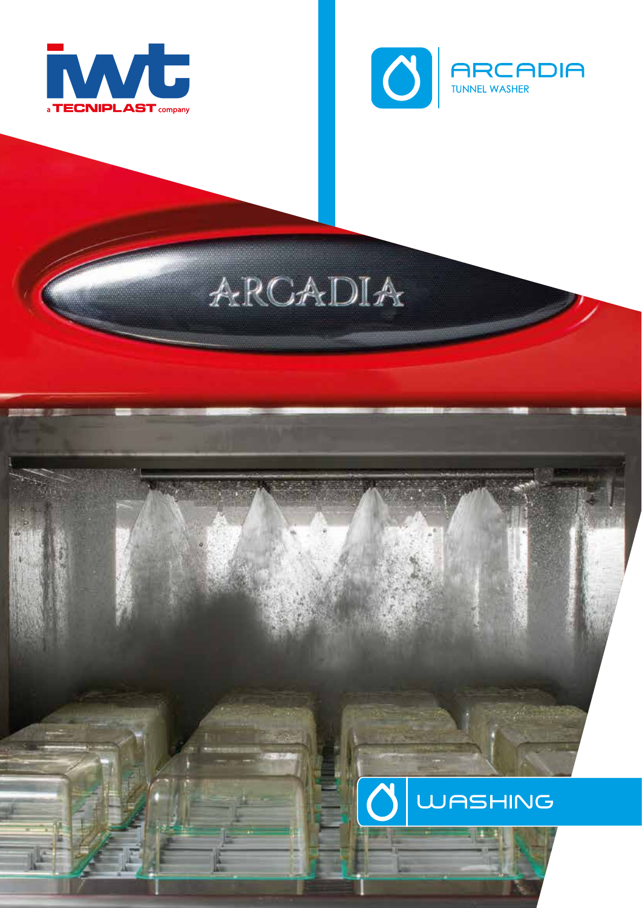IWT

a TECNIPLAST company

# ARCADIA

TUNNEL WASHER

## WASHING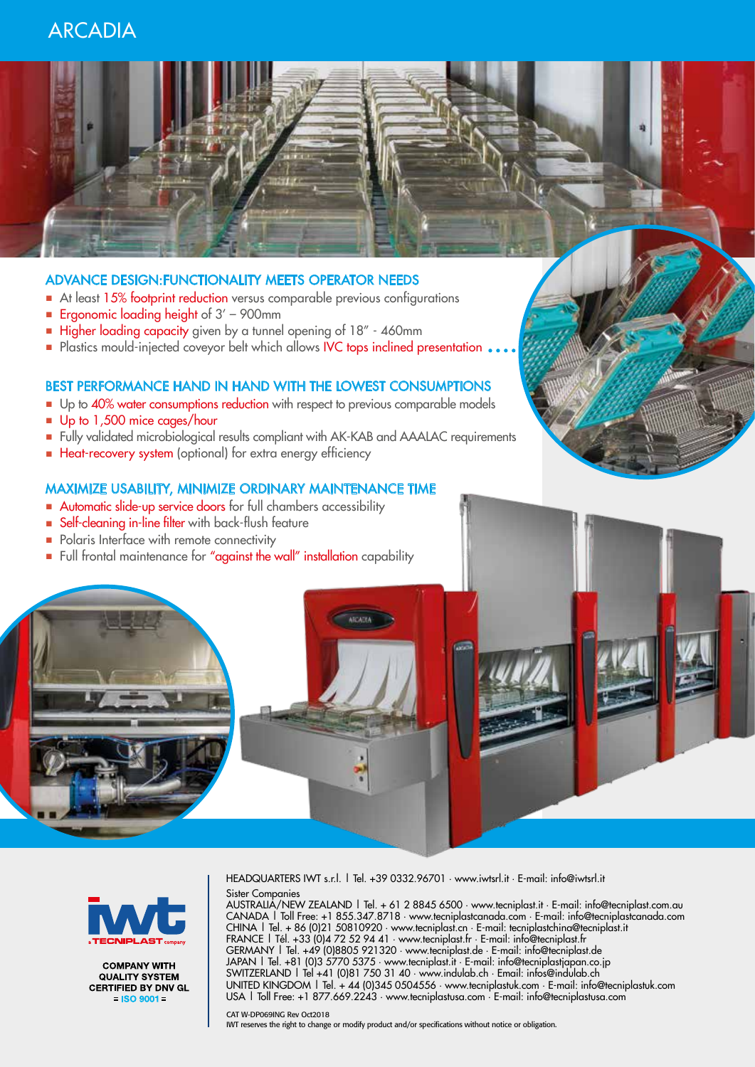# ARCADIA

## ADVANCE DESIGN:FUNCTIONALITY MEETS OPERATOR NEEDS

- At least 15% footprint reduction versus comparable previous configurations
- Ergonomic loading height of 3' – 900mm
- Higher loading capacity given by a tunnel opening of 18" - 460mm
- Plastics mould-injected coveyor belt which allows IVC tops inclined presentation

## BEST PERFORMANCE HAND IN HAND WITH THE LOWEST CONSUMPTIONS

- Up to 40% water consumptions reduction with respect to previous comparable models
- Up to 1,500 mice cages/hour
- Fully validated microbiological results compliant with AK-KAB and AAALAC requirements
- Heat-recovery system (optional) for extra energy efficiency

## MAXIMIZE USABILITY, MINIMIZE ORDINARY MAINTENANCE TIME

- Automatic slide-up service doors for full chambers accessibility
- Self-cleaning in-line filter with back-flush feature
- Polaris Interface with remote connectivity
- Full frontal maintenance for "against the wall" installation capability

iwt TECNIPLAST company

**COMPANY WITH QUALITY SYSTEM CERTIFIED BY DNV GL = ISO 9001 =**

HEADQUARTERS IWT s.r.l. | Tel. +39 0332.96701 · www.iwtsrl.it · E-mail: info@iwtsrl.it

Sister Companies
AUSTRALIA/NEW ZEALAND | Tel. + 61 2 8845 6500 · www.tecniplast.it · E-mail: info@tecniplast.com.au
CANADA | Toll Free: +1 855.347.8718 · www.tecniplastcanada.com · E-mail: info@tecniplastcanada.com
CHINA | Tel. + 86 (0)21 50810920 · www.tecniplast.cn · E-mail: tecniplastchina@tecniplast.it
FRANCE | Tél. +33 (0)4 72 52 94 41 · www.tecniplast.fr · E-mail: info@tecniplast.fr
GERMANY | Tel. +49 (0)8805 921320 · www.tecniplast.de · E-mail: info@tecniplast.de
JAPAN | Tel. +81 (0)3 5770 5375 · www.tecniplast.it · E-mail: info@tecniplastjapan.co.jp
SWITZERLAND | Tel +41 (0)81 750 31 40 · www.indulab.ch · Email: infos@indulab.ch
UNITED KINGDOM | Tel. + 44 (0)345 0504556 · www.tecniplastuk.com · E-mail: info@tecniplastuk.com
USA | Toll Free: +1 877.669.2243 · www.tecniplastusa.com · E-mail: info@tecniplastusa.com

CAT W-DP069ING Rev Oct2018
IWT reserves the right to change or modify product and/or specifications without notice or obligation.